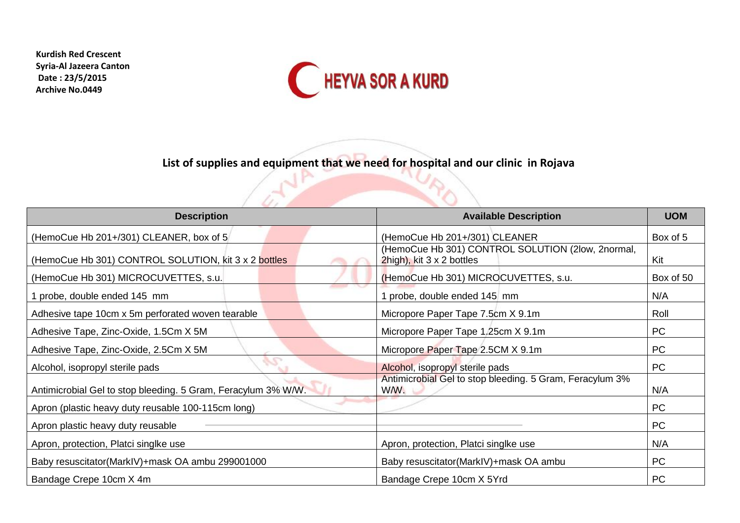**Kurdish Red Crescent**
**Syria-Al Jazeera Canton**
**Date : 23/5/2015**
**Archive No.0449**

HEYVA SOR A KURD

## List of supplies and equipment that we need for hospital and our clinic in Rojava

| Description | Available Description | UOM |
| --- | --- | --- |
| (HemoCue Hb 201+/301) CLEANER, box of 5 | (HemoCue Hb 201+/301) CLEANER | Box of 5 |
| (HemoCue Hb 301) CONTROL SOLUTION, kit 3 x 2 bottles | (HemoCue Hb 301) CONTROL SOLUTION (2low, 2normal, 2high), kit 3 x 2 bottles | Kit |
| (HemoCue Hb 301) MICROCUVETTES, s.u. | (HemoCue Hb 301) MICROCUVETTES, s.u. | Box of 50 |
| 1 probe, double ended 145 mm | 1 probe, double ended 145 mm | N/A |
| Adhesive tape 10cm x 5m perforated woven tearable | Micropore Paper Tape 7.5cm X 9.1m | Roll |
| Adhesive Tape, Zinc-Oxide, 1.5Cm X 5M | Micropore Paper Tape 1.25cm X 9.1m | PC |
| Adhesive Tape, Zinc-Oxide, 2.5Cm X 5M | Micropore Paper Tape 2.5CM X 9.1m | PC |
| Alcohol, isopropyl sterile pads | Alcohol, isopropyl sterile pads | PC |
| Antimicrobial Gel to stop bleeding. 5 Gram, Feracylum 3% W/W. | Antimicrobial Gel to stop bleeding. 5 Gram, Feracylum 3% W/W. | N/A |
| Apron (plastic heavy duty reusable 100-115cm long) | | PC |
| Apron plastic heavy duty reusable | | PC |
| Apron, protection, Platci singlke use | Apron, protection, Platci singlke use | N/A |
| Baby resuscitator(MarkIV)+mask OA ambu 299001000 | Baby resuscitator(MarkIV)+mask OA ambu | PC |
| Bandage Crepe 10cm X 4m | Bandage Crepe 10cm X 5Yrd | PC |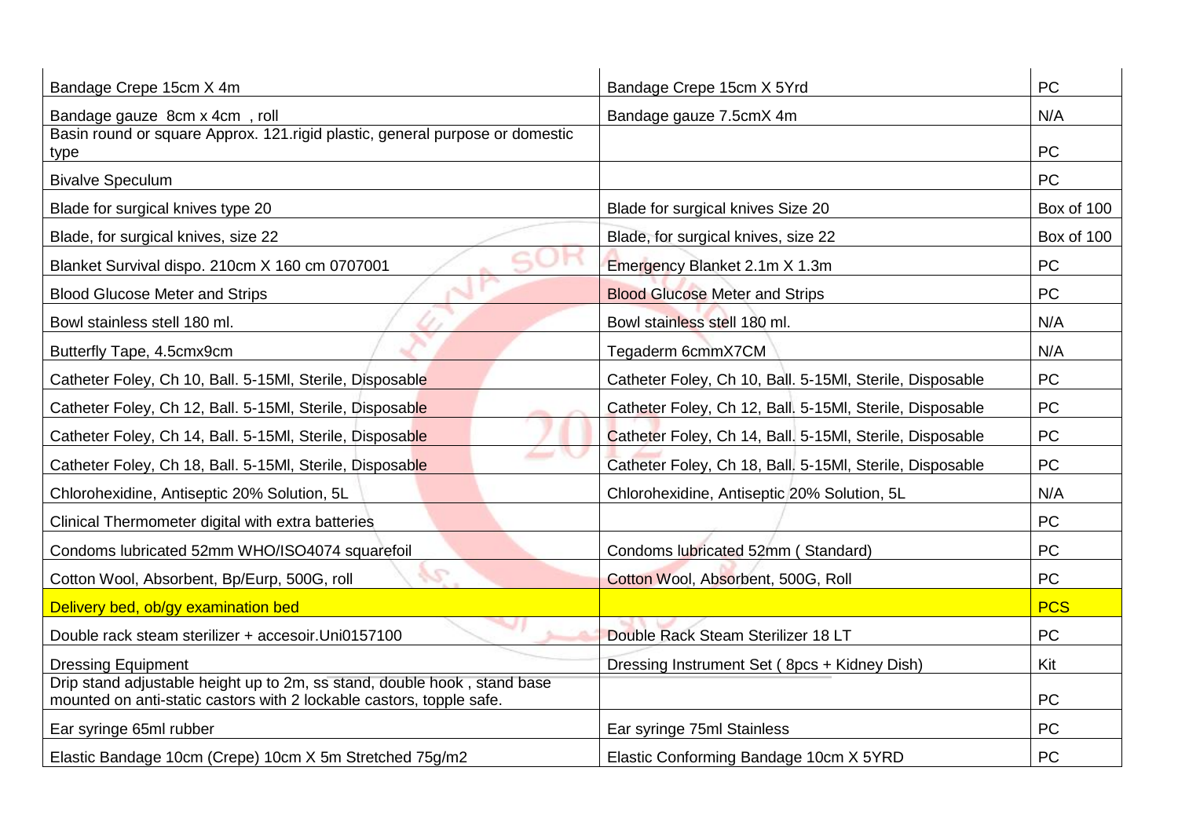| | | |
|---|---|---|
| Bandage Crepe 15cm X 4m | Bandage Crepe 15cm X 5Yrd | PC |
| Bandage gauze 8cm x 4cm , roll | Bandage gauze 7.5cmX 4m | N/A |
| Basin round or square Approx. 121.rigid plastic, general purpose or domestic type | | PC |
| Bivalve Speculum | | PC |
| Blade for surgical knives type 20 | Blade for surgical knives Size 20 | Box of 100 |
| Blade, for surgical knives, size 22 | Blade, for surgical knives, size 22 | Box of 100 |
| Blanket Survival dispo. 210cm X 160 cm 0707001 | Emergency Blanket 2.1m X 1.3m | PC |
| Blood Glucose Meter and Strips | Blood Glucose Meter and Strips | PC |
| Bowl stainless stell 180 ml. | Bowl stainless stell 180 ml. | N/A |
| Butterfly Tape, 4.5cmx9cm | Tegaderm 6cmmX7CM | N/A |
| Catheter Foley, Ch 10, Ball. 5-15Ml, Sterile, Disposable | Catheter Foley, Ch 10, Ball. 5-15Ml, Sterile, Disposable | PC |
| Catheter Foley, Ch 12, Ball. 5-15Ml, Sterile, Disposable | Catheter Foley, Ch 12, Ball. 5-15Ml, Sterile, Disposable | PC |
| Catheter Foley, Ch 14, Ball. 5-15Ml, Sterile, Disposable | Catheter Foley, Ch 14, Ball. 5-15Ml, Sterile, Disposable | PC |
| Catheter Foley, Ch 18, Ball. 5-15Ml, Sterile, Disposable | Catheter Foley, Ch 18, Ball. 5-15Ml, Sterile, Disposable | PC |
| Chlorohexidine, Antiseptic 20% Solution, 5L | Chlorohexidine, Antiseptic 20% Solution, 5L | N/A |
| Clinical Thermometer digital with extra batteries | | PC |
| Condoms lubricated 52mm WHO/ISO4074 squarefoil | Condoms lubricated 52mm ( Standard) | PC |
| Cotton Wool, Absorbent, Bp/Eurp, 500G, roll | Cotton Wool, Absorbent, 500G, Roll | PC |
| Delivery bed, ob/gy examination bed | | PCS |
| Double rack steam sterilizer + accesoir.Uni0157100 | Double Rack Steam Sterilizer 18 LT | PC |
| Dressing Equipment | Dressing Instrument Set ( 8pcs + Kidney Dish) | Kit |
| Drip stand adjustable height up to 2m, ss stand, double hook , stand base mounted on anti-static castors with 2 lockable castors, topple safe. | | PC |
| Ear syringe 65ml rubber | Ear syringe 75ml Stainless | PC |
| Elastic Bandage 10cm (Crepe) 10cm X 5m Stretched 75g/m2 | Elastic Conforming Bandage 10cm X 5YRD | PC |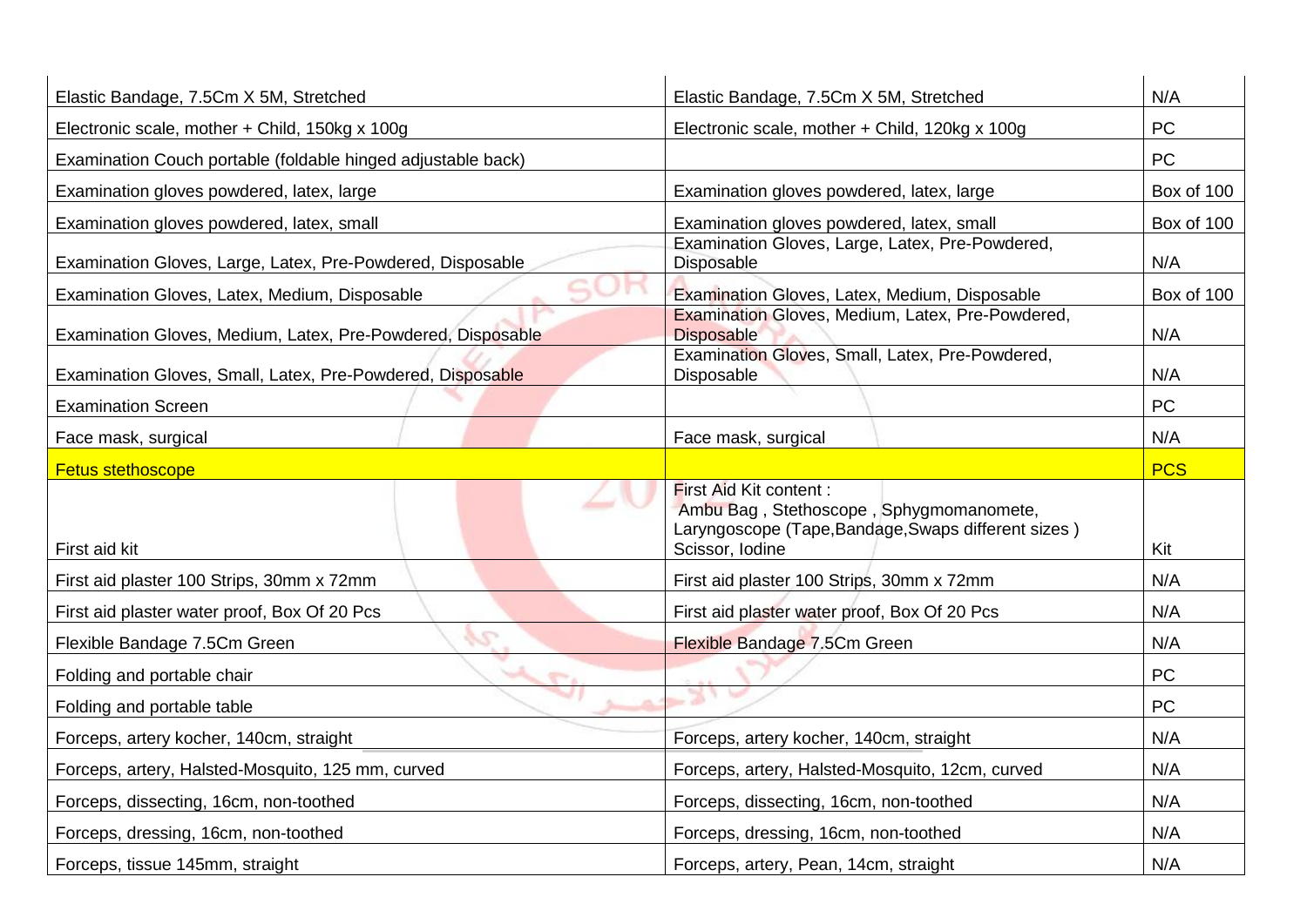| | | |
|---|---|---|
| Elastic Bandage, 7.5Cm X 5M, Stretched | Elastic Bandage, 7.5Cm X 5M, Stretched | N/A |
| Electronic scale, mother + Child, 150kg x 100g | Electronic scale, mother + Child, 120kg x 100g | PC |
| Examination Couch portable (foldable hinged adjustable back) | | PC |
| Examination gloves powdered, latex, large | Examination gloves powdered, latex, large | Box of 100 |
| Examination gloves powdered, latex, small | Examination gloves powdered, latex, small | Box of 100 |
| Examination Gloves, Large, Latex, Pre-Powdered, Disposable | Examination Gloves, Large, Latex, Pre-Powdered, Disposable | N/A |
| Examination Gloves, Latex, Medium, Disposable | Examination Gloves, Latex, Medium, Disposable | Box of 100 |
| Examination Gloves, Medium, Latex, Pre-Powdered, Disposable | Examination Gloves, Medium, Latex, Pre-Powdered, Disposable | N/A |
| Examination Gloves, Small, Latex, Pre-Powdered, Disposable | Examination Gloves, Small, Latex, Pre-Powdered, Disposable | N/A |
| Examination Screen | | PC |
| Face mask, surgical | Face mask, surgical | N/A |
| Fetus stethoscope | | PCS |
| First aid kit | First Aid Kit content : Ambu Bag , Stethoscope , Sphygmomanomete, Laryngoscope (Tape,Bandage,Swaps different sizes ) Scissor, Iodine | Kit |
| First aid plaster 100 Strips, 30mm x 72mm | First aid plaster 100 Strips, 30mm x 72mm | N/A |
| First aid plaster water proof, Box Of 20 Pcs | First aid plaster water proof, Box Of 20 Pcs | N/A |
| Flexible Bandage 7.5Cm Green | Flexible Bandage 7.5Cm Green | N/A |
| Folding and portable chair | | PC |
| Folding and portable table | | PC |
| Forceps, artery kocher, 140cm, straight | Forceps, artery kocher, 140cm, straight | N/A |
| Forceps, artery, Halsted-Mosquito, 125 mm, curved | Forceps, artery, Halsted-Mosquito, 12cm, curved | N/A |
| Forceps, dissecting, 16cm, non-toothed | Forceps, dissecting, 16cm, non-toothed | N/A |
| Forceps, dressing, 16cm, non-toothed | Forceps, dressing, 16cm, non-toothed | N/A |
| Forceps, tissue 145mm, straight | Forceps, artery, Pean, 14cm, straight | N/A |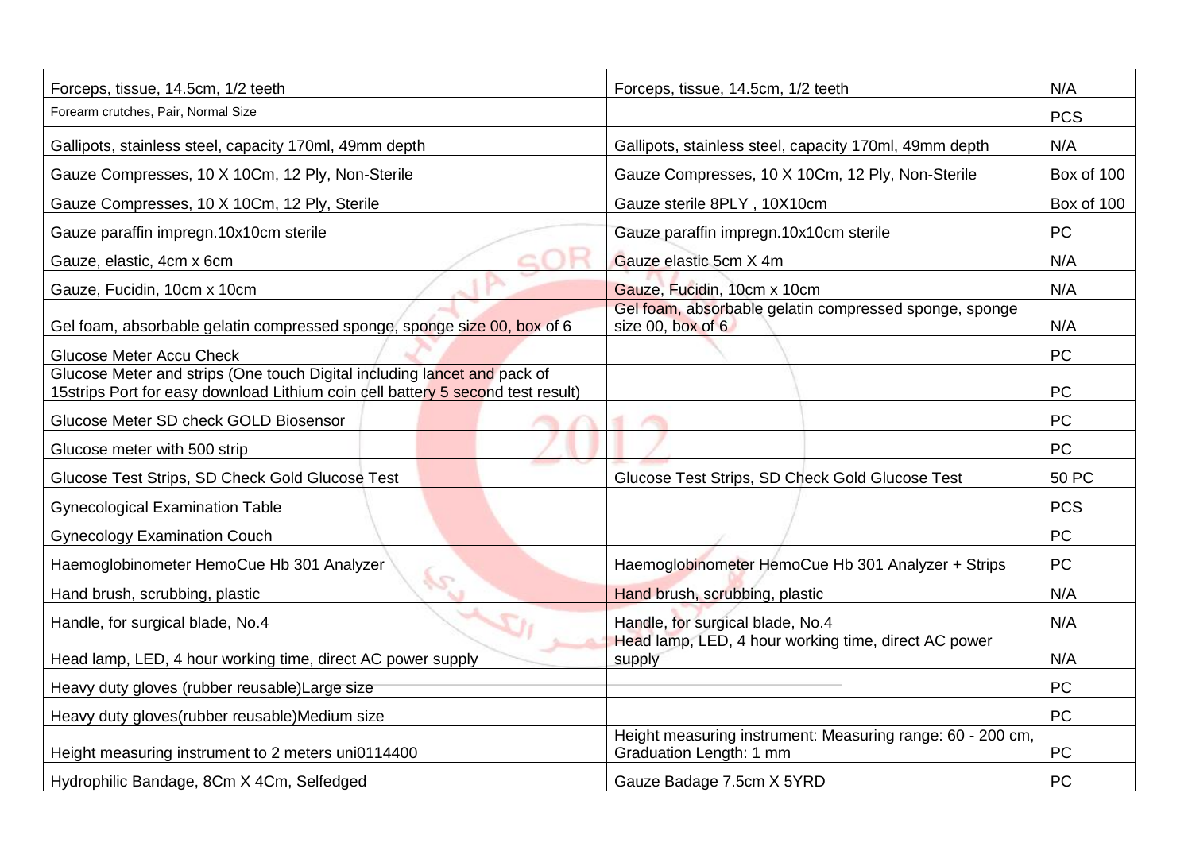| | | |
|---|---|---|
| Forceps, tissue, 14.5cm, 1/2 teeth | Forceps, tissue, 14.5cm, 1/2 teeth | N/A |
| Forearm crutches, Pair, Normal Size | | PCS |
| Gallipots, stainless steel, capacity 170ml, 49mm depth | Gallipots, stainless steel, capacity 170ml, 49mm depth | N/A |
| Gauze Compresses, 10 X 10Cm, 12 Ply, Non-Sterile | Gauze Compresses, 10 X 10Cm, 12 Ply, Non-Sterile | Box of 100 |
| Gauze Compresses, 10 X 10Cm, 12 Ply, Sterile | Gauze sterile 8PLY , 10X10cm | Box of 100 |
| Gauze paraffin impregn.10x10cm sterile | Gauze paraffin impregn.10x10cm sterile | PC |
| Gauze, elastic, 4cm x 6cm | Gauze elastic 5cm X 4m | N/A |
| Gauze, Fucidin, 10cm x 10cm | Gauze, Fucidin, 10cm x 10cm | N/A |
| Gel foam, absorbable gelatin compressed sponge, sponge size 00, box of 6 | Gel foam, absorbable gelatin compressed sponge, sponge size 00, box of 6 | N/A |
| Glucose Meter Accu Check | | PC |
| Glucose Meter and strips (One touch Digital including lancet and pack of 15strips Port for easy download Lithium coin cell battery 5 second test result) | | PC |
| Glucose Meter SD check GOLD Biosensor | | PC |
| Glucose meter with 500 strip | | PC |
| Glucose Test Strips, SD Check Gold Glucose Test | Glucose Test Strips, SD Check Gold Glucose Test | 50 PC |
| Gynecological Examination Table | | PCS |
| Gynecology Examination Couch | | PC |
| Haemoglobinometer HemoCue Hb 301 Analyzer | Haemoglobinometer HemoCue Hb 301 Analyzer + Strips | PC |
| Hand brush, scrubbing, plastic | Hand brush, scrubbing, plastic | N/A |
| Handle, for surgical blade, No.4 | Handle, for surgical blade, No.4 | N/A |
| Head lamp, LED, 4 hour working time, direct AC power supply | Head lamp, LED, 4 hour working time, direct AC power supply | N/A |
| Heavy duty gloves (rubber reusable)Large size | | PC |
| Heavy duty gloves(rubber reusable)Medium size | | PC |
| Height measuring instrument to 2 meters uni0114400 | Height measuring instrument: Measuring range: 60 - 200 cm, Graduation Length: 1 mm | PC |
| Hydrophilic Bandage, 8Cm X 4Cm, Selfedged | Gauze Badage 7.5cm X 5YRD | PC |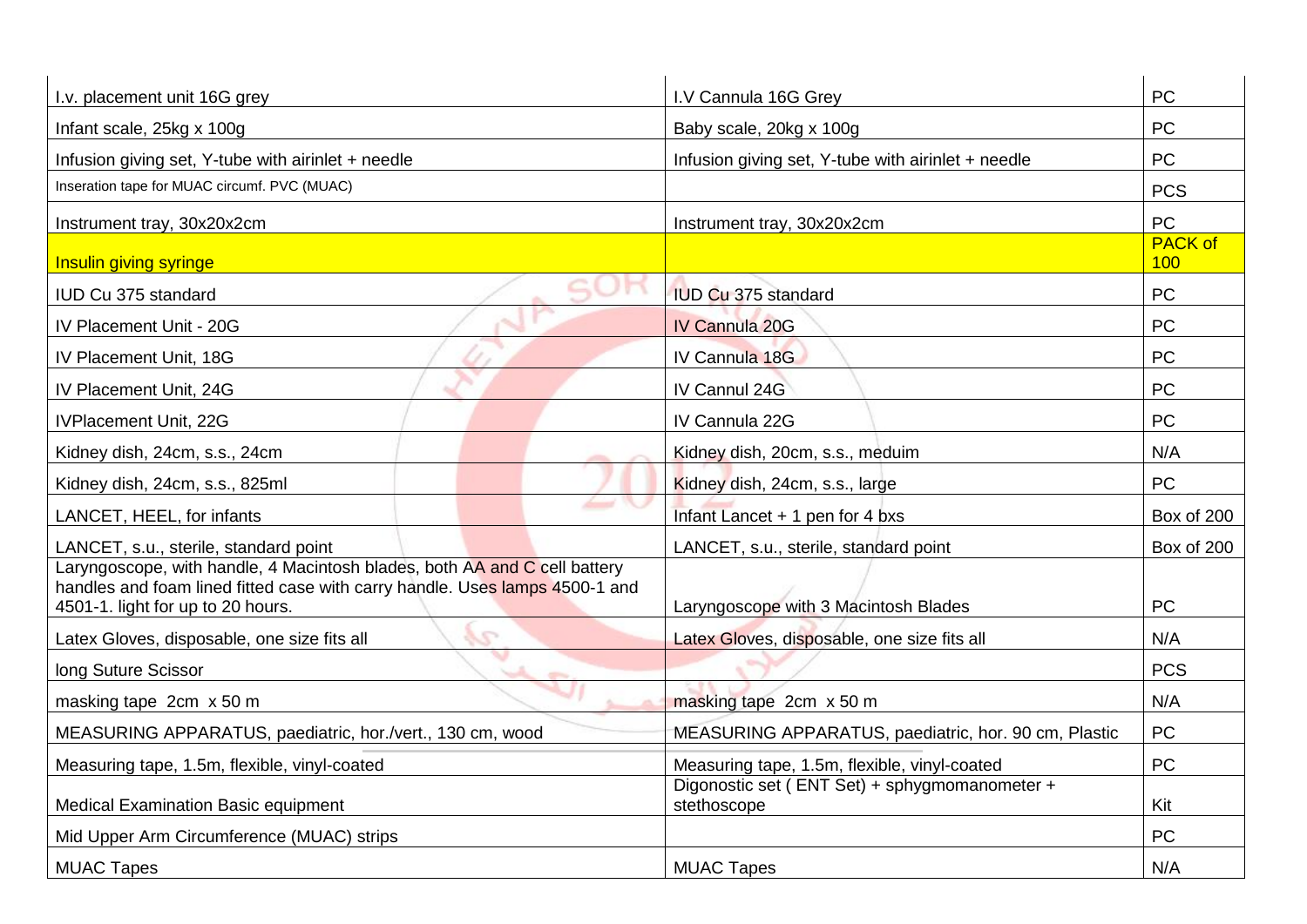| | | |
|---|---|---|
| I.v. placement unit 16G grey | I.V Cannula 16G Grey | PC |
| Infant scale, 25kg x 100g | Baby scale, 20kg x 100g | PC |
| Infusion giving set, Y-tube with airinlet + needle | Infusion giving set, Y-tube with airinlet + needle | PC |
| Inseration tape for MUAC circumf. PVC (MUAC) | | PCS |
| Instrument tray, 30x20x2cm | Instrument tray, 30x20x2cm | PC |
| Insulin giving syringe | | PACK of 100 |
| IUD Cu 375 standard | IUD Cu 375 standard | PC |
| IV Placement Unit - 20G | IV Cannula 20G | PC |
| IV Placement Unit, 18G | IV Cannula 18G | PC |
| IV Placement Unit, 24G | IV Cannul 24G | PC |
| IVPlacement Unit, 22G | IV Cannula 22G | PC |
| Kidney dish, 24cm, s.s., 24cm | Kidney dish, 20cm, s.s., meduim | N/A |
| Kidney dish, 24cm, s.s., 825ml | Kidney dish, 24cm, s.s., large | PC |
| LANCET, HEEL, for infants | Infant Lancet + 1 pen for 4 bxs | Box of 200 |
| LANCET, s.u., sterile, standard point | LANCET, s.u., sterile, standard point | Box of 200 |
| Laryngoscope, with handle, 4 Macintosh blades, both AA and C cell battery handles and foam lined fitted case with carry handle. Uses lamps 4500-1 and 4501-1. light for up to 20 hours. | Laryngoscope with 3 Macintosh Blades | PC |
| Latex Gloves, disposable, one size fits all | Latex Gloves, disposable, one size fits all | N/A |
| long Suture Scissor | | PCS |
| masking tape 2cm x 50 m | masking tape 2cm x 50 m | N/A |
| MEASURING APPARATUS, paediatric, hor./vert., 130 cm, wood | MEASURING APPARATUS, paediatric, hor. 90 cm, Plastic | PC |
| Measuring tape, 1.5m, flexible, vinyl-coated | Measuring tape, 1.5m, flexible, vinyl-coated | PC |
| Medical Examination Basic equipment | Digonostic set ( ENT Set) + sphygmomanometer + stethoscope | Kit |
| Mid Upper Arm Circumference (MUAC) strips | | PC |
| MUAC Tapes | MUAC Tapes | N/A |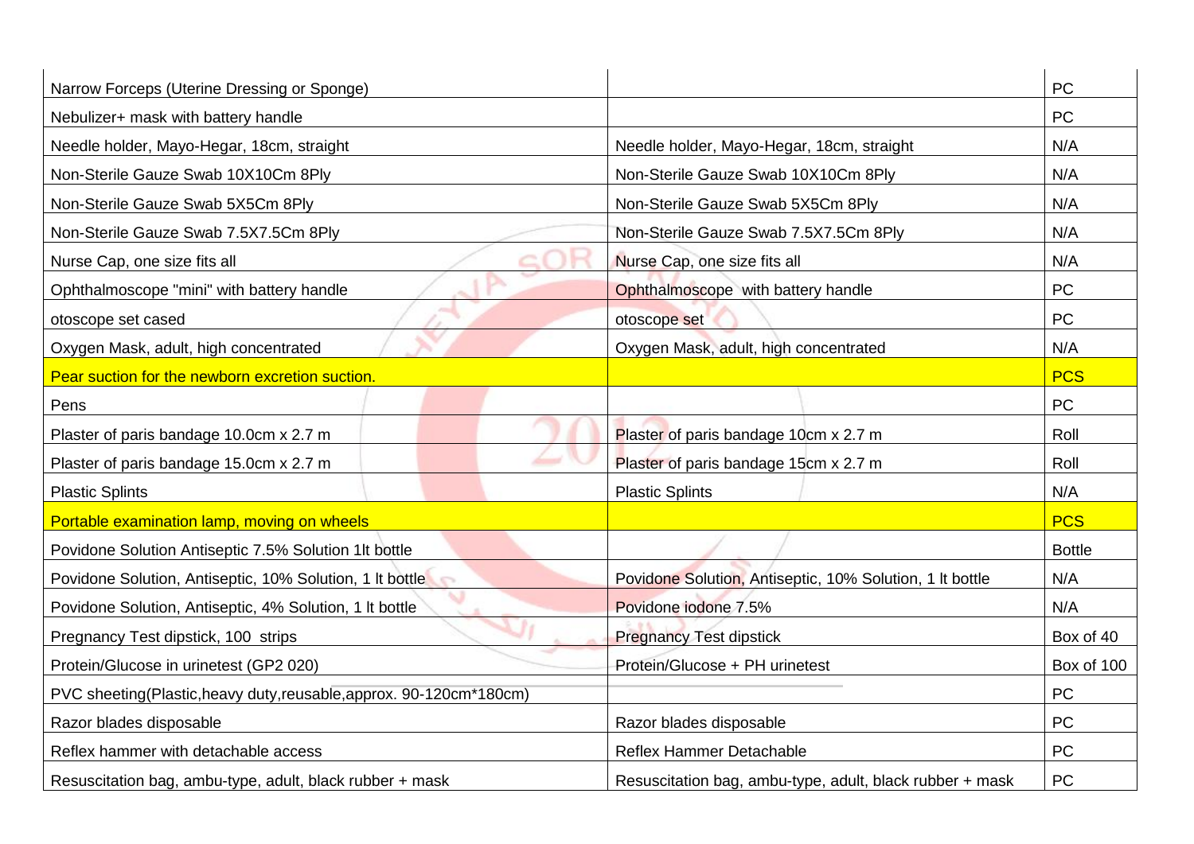| | | |
|---|---|---|
| Narrow Forceps (Uterine Dressing or Sponge) | | PC |
| Nebulizer+ mask with battery handle | | PC |
| Needle holder, Mayo-Hegar, 18cm, straight | Needle holder, Mayo-Hegar, 18cm, straight | N/A |
| Non-Sterile Gauze Swab 10X10Cm 8Ply | Non-Sterile Gauze Swab 10X10Cm 8Ply | N/A |
| Non-Sterile Gauze Swab 5X5Cm 8Ply | Non-Sterile Gauze Swab 5X5Cm 8Ply | N/A |
| Non-Sterile Gauze Swab 7.5X7.5Cm 8Ply | Non-Sterile Gauze Swab 7.5X7.5Cm 8Ply | N/A |
| Nurse Cap, one size fits all | Nurse Cap, one size fits all | N/A |
| Ophthalmoscope "mini" with battery handle | Ophthalmoscope with battery handle | PC |
| otoscope set cased | otoscope set | PC |
| Oxygen Mask, adult, high concentrated | Oxygen Mask, adult, high concentrated | N/A |
| Pear suction for the newborn excretion suction. | | PCS |
| Pens | | PC |
| Plaster of paris bandage 10.0cm x 2.7 m | Plaster of paris bandage 10cm x 2.7 m | Roll |
| Plaster of paris bandage 15.0cm x 2.7 m | Plaster of paris bandage 15cm x 2.7 m | Roll |
| Plastic Splints | Plastic Splints | N/A |
| Portable examination lamp, moving on wheels | | PCS |
| Povidone Solution Antiseptic 7.5% Solution 1lt bottle | | Bottle |
| Povidone Solution, Antiseptic, 10% Solution, 1 lt bottle | Povidone Solution, Antiseptic, 10% Solution, 1 lt bottle | N/A |
| Povidone Solution, Antiseptic, 4% Solution, 1 lt bottle | Povidone iodone 7.5% | N/A |
| Pregnancy Test dipstick, 100 strips | Pregnancy Test dipstick | Box of 40 |
| Protein/Glucose in urinetest (GP2 020) | Protein/Glucose + PH urinetest | Box of 100 |
| PVC sheeting(Plastic,heavy duty,reusable,approx. 90-120cm*180cm) | | PC |
| Razor blades disposable | Razor blades disposable | PC |
| Reflex hammer with detachable access | Reflex Hammer Detachable | PC |
| Resuscitation bag, ambu-type, adult, black rubber + mask | Resuscitation bag, ambu-type, adult, black rubber + mask | PC |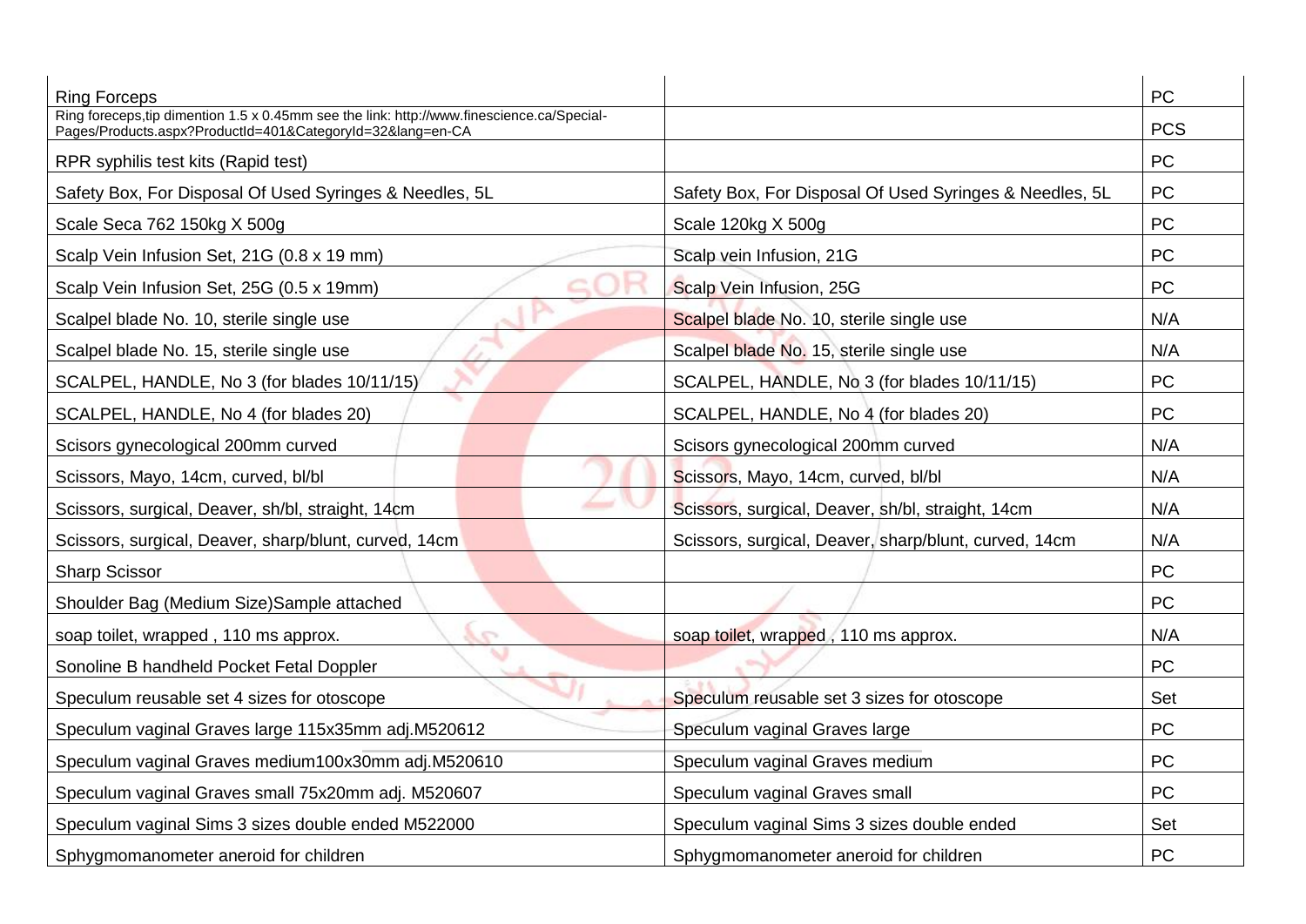| | | |
|---|---|---|
| Ring Forceps | | PC |
| Ring forceps,tip dimention 1.5 x 0.45mm see the link: http://www.finescience.ca/Special-Pages/Products.aspx?ProductId=401&CategoryId=32&lang=en-CA | | PCS |
| RPR syphilis test kits (Rapid test) | | PC |
| Safety Box, For Disposal Of Used Syringes & Needles, 5L | Safety Box, For Disposal Of Used Syringes & Needles, 5L | PC |
| Scale Seca 762 150kg X 500g | Scale 120kg X 500g | PC |
| Scalp Vein Infusion Set, 21G (0.8 x 19 mm) | Scalp vein Infusion, 21G | PC |
| Scalp Vein Infusion Set, 25G (0.5 x 19mm) | Scalp Vein Infusion, 25G | PC |
| Scalpel blade No. 10, sterile single use | Scalpel blade No. 10, sterile single use | N/A |
| Scalpel blade No. 15, sterile single use | Scalpel blade No. 15, sterile single use | N/A |
| SCALPEL, HANDLE, No 3 (for blades 10/11/15) | SCALPEL, HANDLE, No 3 (for blades 10/11/15) | PC |
| SCALPEL, HANDLE, No 4 (for blades 20) | SCALPEL, HANDLE, No 4 (for blades 20) | PC |
| Scisors gynecological 200mm curved | Scisors gynecological 200mm curved | N/A |
| Scissors, Mayo, 14cm, curved, bl/bl | Scissors, Mayo, 14cm, curved, bl/bl | N/A |
| Scissors, surgical, Deaver, sh/bl, straight, 14cm | Scissors, surgical, Deaver, sh/bl, straight, 14cm | N/A |
| Scissors, surgical, Deaver, sharp/blunt, curved, 14cm | Scissors, surgical, Deaver, sharp/blunt, curved, 14cm | N/A |
| Sharp Scissor | | PC |
| Shoulder Bag (Medium Size)Sample attached | | PC |
| soap toilet, wrapped , 110 ms approx. | soap toilet, wrapped , 110 ms approx. | N/A |
| Sonoline B handheld Pocket Fetal Doppler | | PC |
| Speculum reusable set 4 sizes for otoscope | Speculum reusable set 3 sizes for otoscope | Set |
| Speculum vaginal Graves large 115x35mm adj.M520612 | Speculum vaginal Graves large | PC |
| Speculum vaginal Graves medium100x30mm adj.M520610 | Speculum vaginal Graves medium | PC |
| Speculum vaginal Graves small 75x20mm adj. M520607 | Speculum vaginal Graves small | PC |
| Speculum vaginal Sims 3 sizes double ended M522000 | Speculum vaginal Sims 3 sizes double ended | Set |
| Sphygmomanometer aneroid for children | Sphygmomanometer aneroid for children | PC |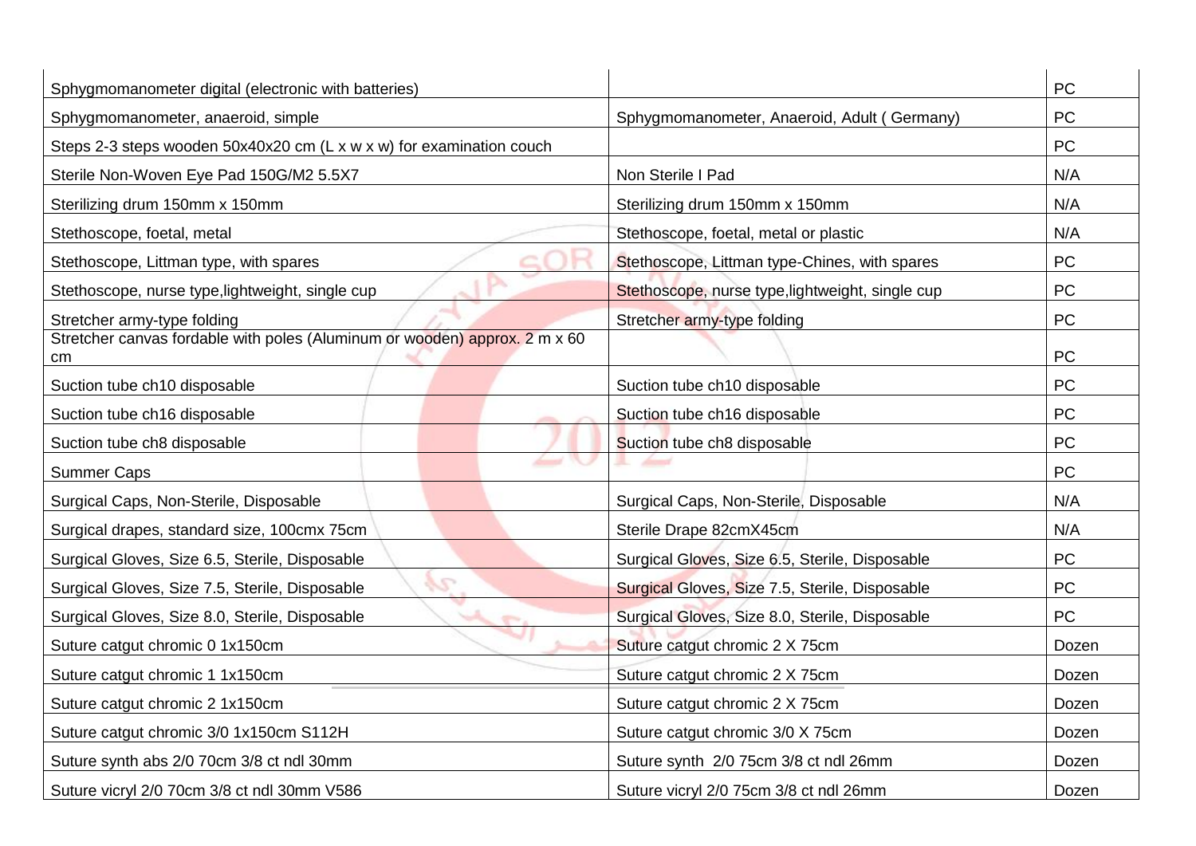| | | |
|---|---|---|
| Sphygmomanometer digital (electronic with batteries) | | PC |
| Sphygmomanometer, anaeroid, simple | Sphygmomanometer, Anaeroid, Adult ( Germany) | PC |
| Steps 2-3 steps wooden 50x40x20 cm (L x w x w) for examination couch | | PC |
| Sterile Non-Woven Eye Pad 150G/M2 5.5X7 | Non Sterile I Pad | N/A |
| Sterilizing drum 150mm x 150mm | Sterilizing drum 150mm x 150mm | N/A |
| Stethoscope, foetal, metal | Stethoscope, foetal, metal or plastic | N/A |
| Stethoscope, Littman type, with spares | Stethoscope, Littman type-Chines, with spares | PC |
| Stethoscope, nurse type,lightweight, single cup | Stethoscope, nurse type,lightweight, single cup | PC |
| Stretcher army-type folding | Stretcher army-type folding | PC |
| Stretcher canvas fordable with poles (Aluminum or wooden) approx. 2 m x 60 cm | | PC |
| Suction tube ch10 disposable | Suction tube ch10 disposable | PC |
| Suction tube ch16 disposable | Suction tube ch16 disposable | PC |
| Suction tube ch8 disposable | Suction tube ch8 disposable | PC |
| Summer Caps | | PC |
| Surgical Caps, Non-Sterile, Disposable | Surgical Caps, Non-Sterile, Disposable | N/A |
| Surgical drapes, standard size, 100cmx 75cm | Sterile Drape 82cmX45cm | N/A |
| Surgical Gloves, Size 6.5, Sterile, Disposable | Surgical Gloves, Size 6.5, Sterile, Disposable | PC |
| Surgical Gloves, Size 7.5, Sterile, Disposable | Surgical Gloves, Size 7.5, Sterile, Disposable | PC |
| Surgical Gloves, Size 8.0, Sterile, Disposable | Surgical Gloves, Size 8.0, Sterile, Disposable | PC |
| Suture catgut chromic 0 1x150cm | Suture catgut chromic 2 X 75cm | Dozen |
| Suture catgut chromic 1 1x150cm | Suture catgut chromic 2 X 75cm | Dozen |
| Suture catgut chromic 2 1x150cm | Suture catgut chromic 2 X 75cm | Dozen |
| Suture catgut chromic 3/0 1x150cm S112H | Suture catgut chromic 3/0 X 75cm | Dozen |
| Suture synth abs 2/0 70cm 3/8 ct ndl 30mm | Suture synth 2/0 75cm 3/8 ct ndl 26mm | Dozen |
| Suture vicryl 2/0 70cm 3/8 ct ndl 30mm V586 | Suture vicryl 2/0 75cm 3/8 ct ndl 26mm | Dozen |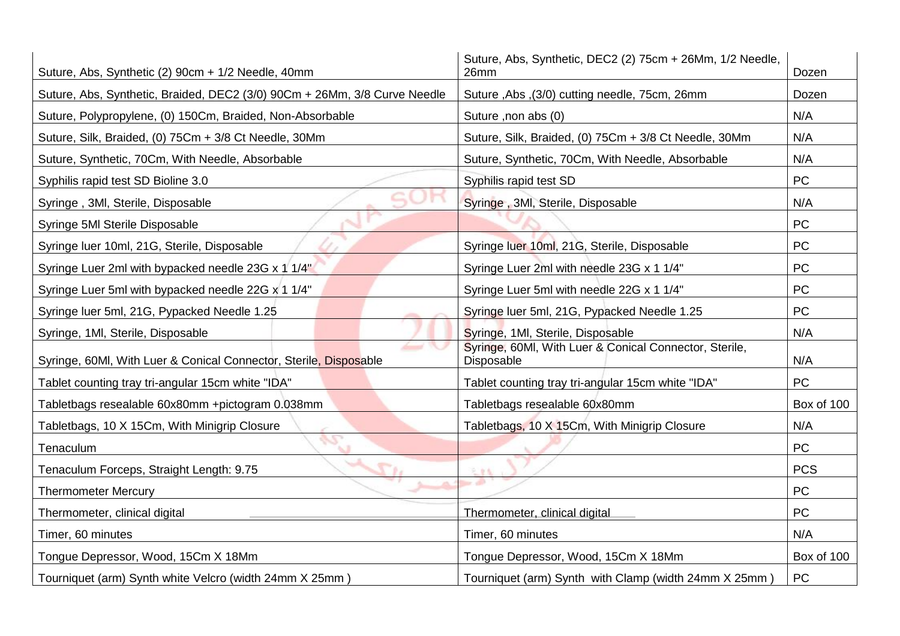| | | |
|---|---|---|
| Suture, Abs, Synthetic (2) 90cm + 1/2 Needle, 40mm | Suture, Abs, Synthetic, DEC2 (2) 75cm + 26Mm, 1/2 Needle, 26mm | Dozen |
| Suture, Abs, Synthetic, Braided, DEC2 (3/0) 90Cm + 26Mm, 3/8 Curve Needle | Suture ,Abs ,(3/0) cutting needle, 75cm, 26mm | Dozen |
| Suture, Polypropylene, (0) 150Cm, Braided, Non-Absorbable | Suture ,non abs (0) | N/A |
| Suture, Silk, Braided, (0) 75Cm + 3/8 Ct Needle, 30Mm | Suture, Silk, Braided, (0) 75Cm + 3/8 Ct Needle, 30Mm | N/A |
| Suture, Synthetic, 70Cm, With Needle, Absorbable | Suture, Synthetic, 70Cm, With Needle, Absorbable | N/A |
| Syphilis rapid test SD Bioline 3.0 | Syphilis rapid test SD | PC |
| Syringe , 3Ml, Sterile, Disposable | Syringe , 3Ml, Sterile, Disposable | N/A |
| Syringe 5Ml Sterile Disposable | | PC |
| Syringe luer 10ml, 21G, Sterile, Disposable | Syringe luer 10ml, 21G, Sterile, Disposable | PC |
| Syringe Luer 2ml with bypacked needle 23G x 1 1/4" | Syringe Luer 2ml with needle 23G x 1 1/4" | PC |
| Syringe Luer 5ml with bypacked needle 22G x 1 1/4" | Syringe Luer 5ml with needle 22G x 1 1/4" | PC |
| Syringe luer 5ml, 21G, Pypacked Needle 1.25 | Syringe luer 5ml, 21G, Pypacked Needle 1.25 | PC |
| Syringe, 1Ml, Sterile, Disposable | Syringe, 1Ml, Sterile, Disposable | N/A |
| Syringe, 60Ml, With Luer & Conical Connector, Sterile, Disposable | Syringe, 60Ml, With Luer & Conical Connector, Sterile, Disposable | N/A |
| Tablet counting tray tri-angular 15cm white "IDA" | Tablet counting tray tri-angular 15cm white "IDA" | PC |
| Tabletbags resealable 60x80mm +pictogram 0.038mm | Tabletbags resealable 60x80mm | Box of 100 |
| Tabletbags, 10 X 15Cm, With Minigrip Closure | Tabletbags, 10 X 15Cm, With Minigrip Closure | N/A |
| Tenaculum | | PC |
| Tenaculum Forceps, Straight Length: 9.75 | | PCS |
| Thermometer Mercury | | PC |
| Thermometer, clinical digital | Thermometer, clinical digital | PC |
| Timer, 60 minutes | Timer, 60 minutes | N/A |
| Tongue Depressor, Wood, 15Cm X 18Mm | Tongue Depressor, Wood, 15Cm X 18Mm | Box of 100 |
| Tourniquet (arm) Synth white Velcro (width 24mm X 25mm ) | Tourniquet (arm) Synth with Clamp (width 24mm X 25mm ) | PC |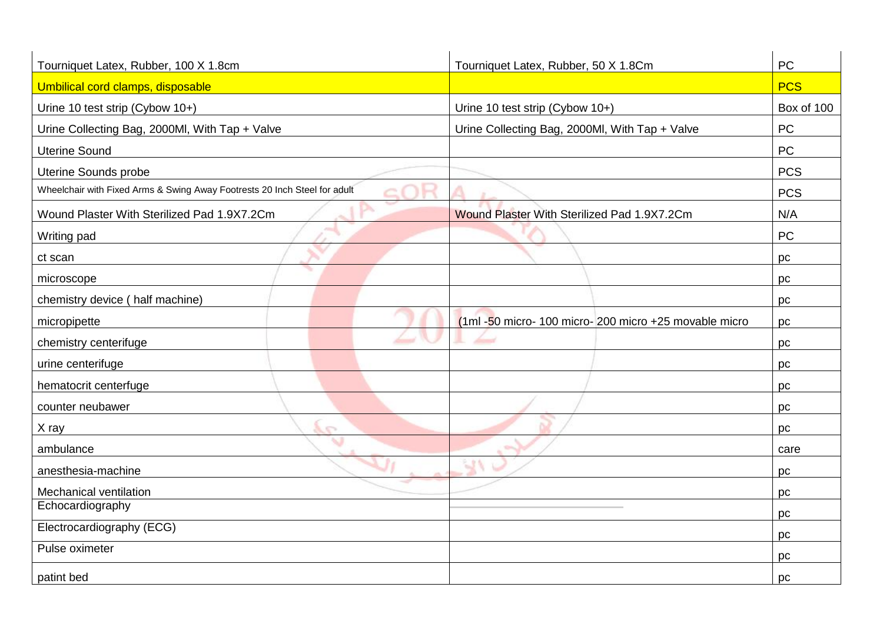| | | |
|---|---|---|
| Tourniquet Latex, Rubber, 100 X 1.8cm | Tourniquet Latex, Rubber, 50 X 1.8Cm | PC |
| Umbilical cord clamps, disposable | | PCS |
| Urine 10 test strip (Cybow 10+) | Urine 10 test strip (Cybow 10+) | Box of 100 |
| Urine Collecting Bag, 2000Ml, With Tap + Valve | Urine Collecting Bag, 2000Ml, With Tap + Valve | PC |
| Uterine Sound | | PC |
| Uterine Sounds probe | | PCS |
| Wheelchair with Fixed Arms & Swing Away Footrests 20 Inch Steel for adult | | PCS |
| Wound Plaster With Sterilized Pad 1.9X7.2Cm | Wound Plaster With Sterilized Pad 1.9X7.2Cm | N/A |
| Writing pad | | PC |
| ct scan | | pc |
| microscope | | pc |
| chemistry device ( half machine) | | pc |
| micropipette | (1ml -50 micro- 100 micro- 200 micro +25 movable micro | pc |
| chemistry centerifuge | | pc |
| urine centerifuge | | pc |
| hematocrit centerfuge | | pc |
| counter neubawer | | pc |
| X ray | | pc |
| ambulance | | care |
| anesthesia-machine | | pc |
| Mechanical ventilation | | pc |
| Echocardiography | | pc |
| Electrocardiography (ECG) | | pc |
| Pulse oximeter | | pc |
| patint bed | | pc |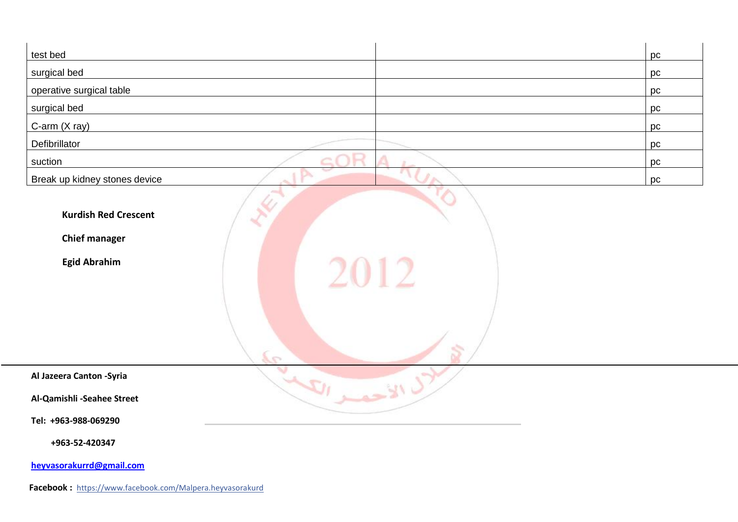| | | |
|---|---|---|
| test bed | | pc |
| surgical bed | | pc |
| operative surgical table | | pc |
| surgical bed | | pc |
| C-arm (X ray) | | pc |
| Defibrillator | | pc |
| suction | | pc |
| Break up kidney stones device | | pc |

**Kurdish Red Crescent**

**Chief manager**

**Egid Abrahim**

**Al Jazeera Canton -Syria**

**Al-Qamishli -Seahee Street**

**Tel: +963-988-069290**

**+963-52-420347**

**heyvasorakurrd@gmail.com**

**Facebook :** https://www.facebook.com/Malpera.heyvasorakurd